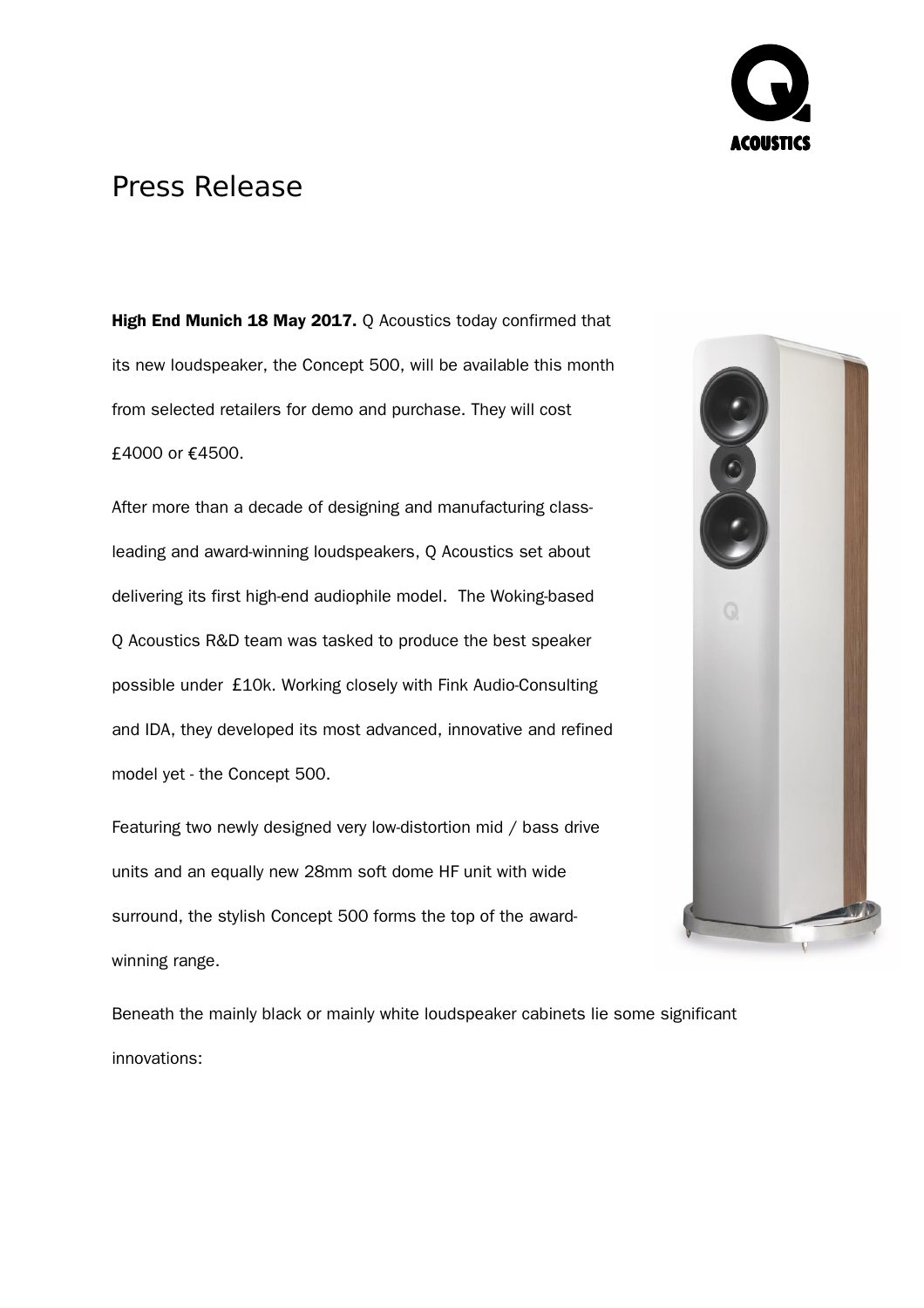# Press Release

**High End Munich 18 May 2017.** Q Acoustics today confirmed that its new loudspeaker, the Concept 500, will be available this month from selected retailers for demo and purchase. They will cost £4000 or €4500.

After more than a decade of designing and manufacturing class-leading and award-winning loudspeakers, Q Acoustics set about delivering its first high-end audiophile model. The Woking-based Q Acoustics R&D team was tasked to produce the best speaker possible under £10k. Working closely with Fink Audio-Consulting and IDA, they developed its most advanced, innovative and refined model yet - the Concept 500.

Featuring two newly designed very low-distortion mid / bass drive units and an equally new 28mm soft dome HF unit with wide surround, the stylish Concept 500 forms the top of the award-winning range.

Beneath the mainly black or mainly white loudspeaker cabinets lie some significant innovations: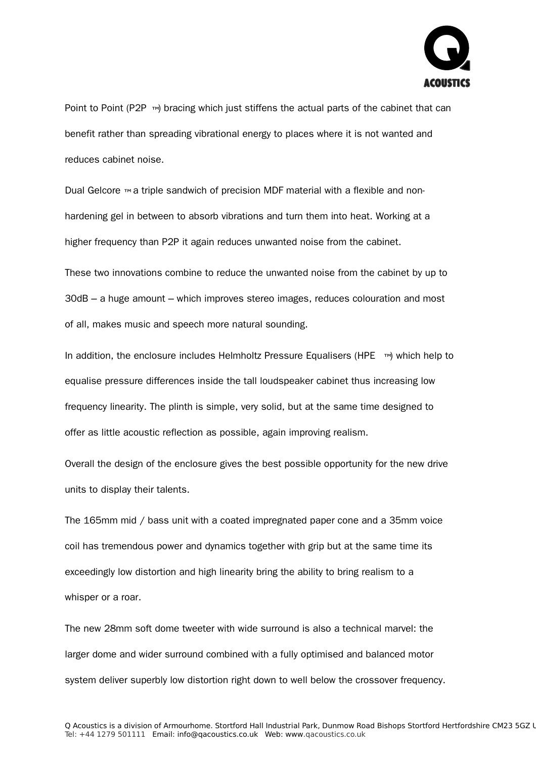Point to Point (P2P ™) bracing which just stiffens the actual parts of the cabinet that can benefit rather than spreading vibrational energy to places where it is not wanted and reduces cabinet noise.

Dual Gelcore ™ a triple sandwich of precision MDF material with a flexible and non-hardening gel in between to absorb vibrations and turn them into heat. Working at a higher frequency than P2P it again reduces unwanted noise from the cabinet.

These two innovations combine to reduce the unwanted noise from the cabinet by up to 30dB – a huge amount – which improves stereo images, reduces colouration and most of all, makes music and speech more natural sounding.

In addition, the enclosure includes Helmholtz Pressure Equalisers (HPE ™) which help to equalise pressure differences inside the tall loudspeaker cabinet thus increasing low frequency linearity. The plinth is simple, very solid, but at the same time designed to offer as little acoustic reflection as possible, again improving realism.

Overall the design of the enclosure gives the best possible opportunity for the new drive units to display their talents.

The 165mm mid / bass unit with a coated impregnated paper cone and a 35mm voice coil has tremendous power and dynamics together with grip but at the same time its exceedingly low distortion and high linearity bring the ability to bring realism to a whisper or a roar.

The new 28mm soft dome tweeter with wide surround is also a technical marvel: the larger dome and wider surround combined with a fully optimised and balanced motor system deliver superbly low distortion right down to well below the crossover frequency.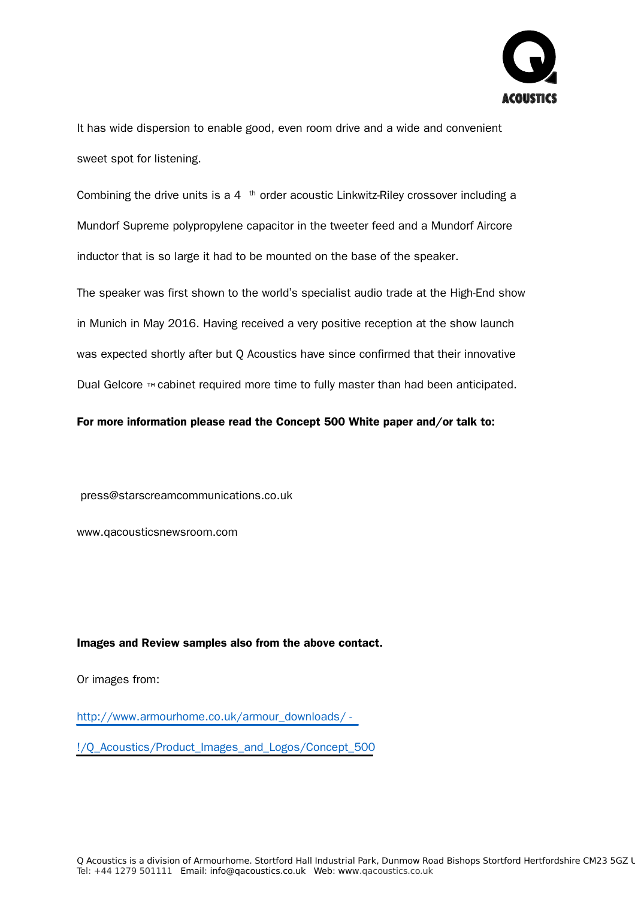It has wide dispersion to enable good, even room drive and a wide and convenient sweet spot for listening.

Combining the drive units is a 4th order acoustic Linkwitz-Riley crossover including a Mundorf Supreme polypropylene capacitor in the tweeter feed and a Mundorf Aircore inductor that is so large it had to be mounted on the base of the speaker.

The speaker was first shown to the world's specialist audio trade at the High-End show in Munich in May 2016. Having received a very positive reception at the show launch was expected shortly after but Q Acoustics have since confirmed that their innovative Dual Gelcore ™ cabinet required more time to fully master than had been anticipated.

**For more information please read the Concept 500 White paper and/or talk to:**

press@starscreamcommunications.co.uk

www.qacousticsnewsroom.com

**Images and Review samples also from the above contact.**

Or images from:

http://www.armourhome.co.uk/armour_downloads/ - !/Q_Acoustics/Product_Images_and_Logos/Concept_500

Q Acoustics is a division of Armourhome. Stortford Hall Industrial Park, Dunmow Road Bishops Stortford Hertfordshire CM23 5GZ U
Tel: +44 1279 501111 Email: info@qacoustics.co.uk Web: www.qacoustics.co.uk